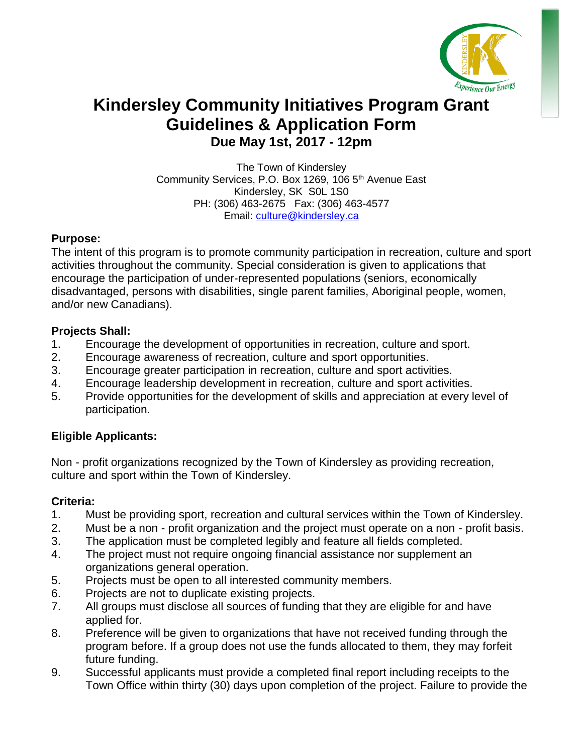# Kindersley Community Initiatives Program Grant Guidelines & Application Form

**Due May 1st, 2017 - 12pm**

The Town of Kindersley
Community Services, P.O. Box 1269, 106 5th Avenue East
Kindersley, SK S0L 1S0
PH: (306) 463-2675 Fax: (306) 463-4577
Email: culture@kindersley.ca

**Purpose:**

The intent of this program is to promote community participation in recreation, culture and sport activities throughout the community. Special consideration is given to applications that encourage the participation of under-represented populations (seniors, economically disadvantaged, persons with disabilities, single parent families, Aboriginal people, women, and/or new Canadians).

**Projects Shall:**

1. Encourage the development of opportunities in recreation, culture and sport.
2. Encourage awareness of recreation, culture and sport opportunities.
3. Encourage greater participation in recreation, culture and sport activities.
4. Encourage leadership development in recreation, culture and sport activities.
5. Provide opportunities for the development of skills and appreciation at every level of participation.

**Eligible Applicants:**

Non - profit organizations recognized by the Town of Kindersley as providing recreation, culture and sport within the Town of Kindersley.

**Criteria:**

1. Must be providing sport, recreation and cultural services within the Town of Kindersley.
2. Must be a non - profit organization and the project must operate on a non - profit basis.
3. The application must be completed legibly and feature all fields completed.
4. The project must not require ongoing financial assistance nor supplement an organizations general operation.
5. Projects must be open to all interested community members.
6. Projects are not to duplicate existing projects.
7. All groups must disclose all sources of funding that they are eligible for and have applied for.
8. Preference will be given to organizations that have not received funding through the program before. If a group does not use the funds allocated to them, they may forfeit future funding.
9. Successful applicants must provide a completed final report including receipts to the Town Office within thirty (30) days upon completion of the project. Failure to provide the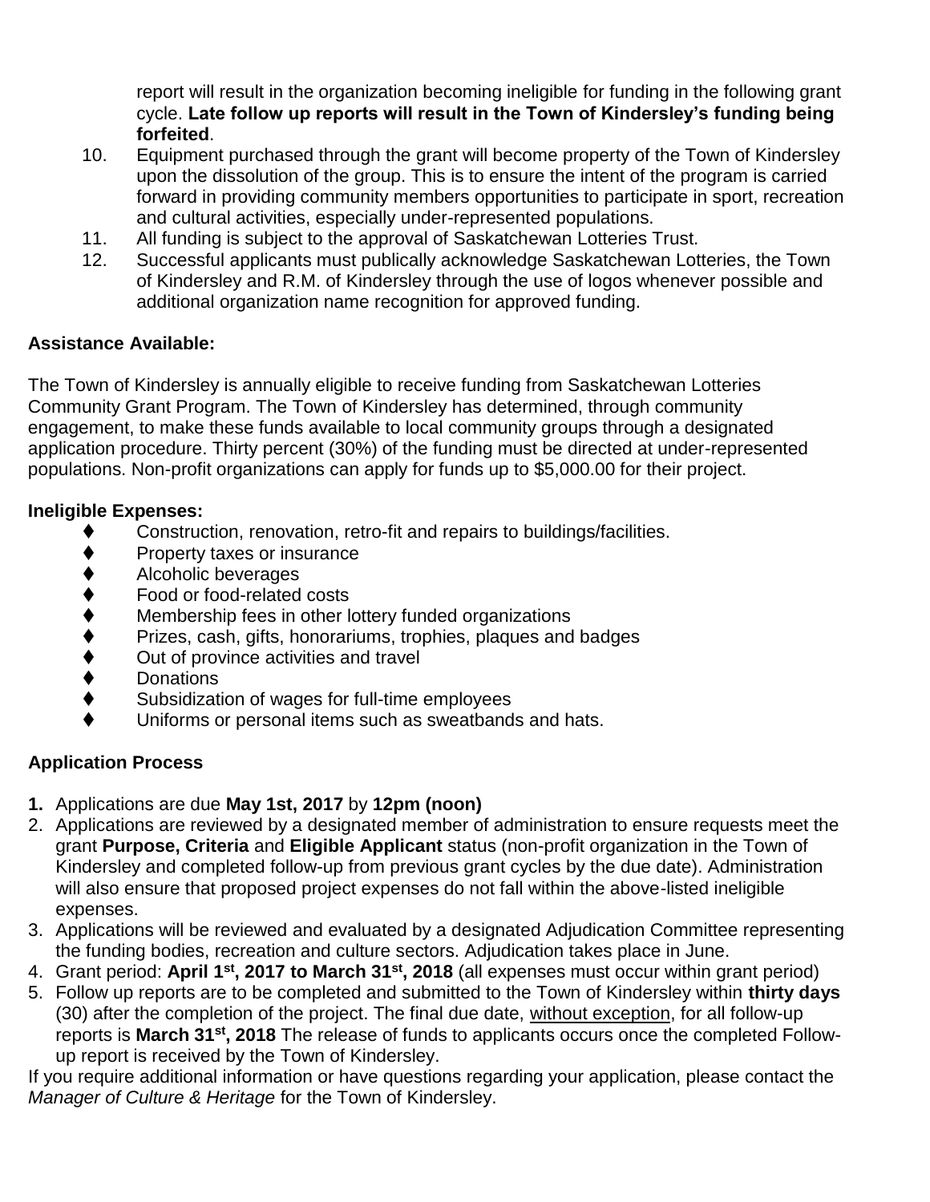report will result in the organization becoming ineligible for funding in the following grant cycle. **Late follow up reports will result in the Town of Kindersley's funding being forfeited**.

10. Equipment purchased through the grant will become property of the Town of Kindersley upon the dissolution of the group. This is to ensure the intent of the program is carried forward in providing community members opportunities to participate in sport, recreation and cultural activities, especially under-represented populations.
11. All funding is subject to the approval of Saskatchewan Lotteries Trust.
12. Successful applicants must publically acknowledge Saskatchewan Lotteries, the Town of Kindersley and R.M. of Kindersley through the use of logos whenever possible and additional organization name recognition for approved funding.

**Assistance Available:**

The Town of Kindersley is annually eligible to receive funding from Saskatchewan Lotteries Community Grant Program. The Town of Kindersley has determined, through community engagement, to make these funds available to local community groups through a designated application procedure. Thirty percent (30%) of the funding must be directed at under-represented populations. Non-profit organizations can apply for funds up to $5,000.00 for their project.

**Ineligible Expenses:**

- Construction, renovation, retro-fit and repairs to buildings/facilities.
- Property taxes or insurance
- Alcoholic beverages
- Food or food-related costs
- Membership fees in other lottery funded organizations
- Prizes, cash, gifts, honorariums, trophies, plaques and badges
- Out of province activities and travel
- Donations
- Subsidization of wages for full-time employees
- Uniforms or personal items such as sweatbands and hats.

**Application Process**

1. Applications are due **May 1st, 2017** by **12pm (noon)**
2. Applications are reviewed by a designated member of administration to ensure requests meet the grant **Purpose, Criteria** and **Eligible Applicant** status (non-profit organization in the Town of Kindersley and completed follow-up from previous grant cycles by the due date). Administration will also ensure that proposed project expenses do not fall within the above-listed ineligible expenses.
3. Applications will be reviewed and evaluated by a designated Adjudication Committee representing the funding bodies, recreation and culture sectors. Adjudication takes place in June.
4. Grant period: **April 1st, 2017 to March 31st, 2018** (all expenses must occur within grant period)
5. Follow up reports are to be completed and submitted to the Town of Kindersley within **thirty days** (30) after the completion of the project. The final due date, without exception, for all follow-up reports is **March 31st, 2018** The release of funds to applicants occurs once the completed Follow-up report is received by the Town of Kindersley.

If you require additional information or have questions regarding your application, please contact the *Manager of Culture & Heritage* for the Town of Kindersley.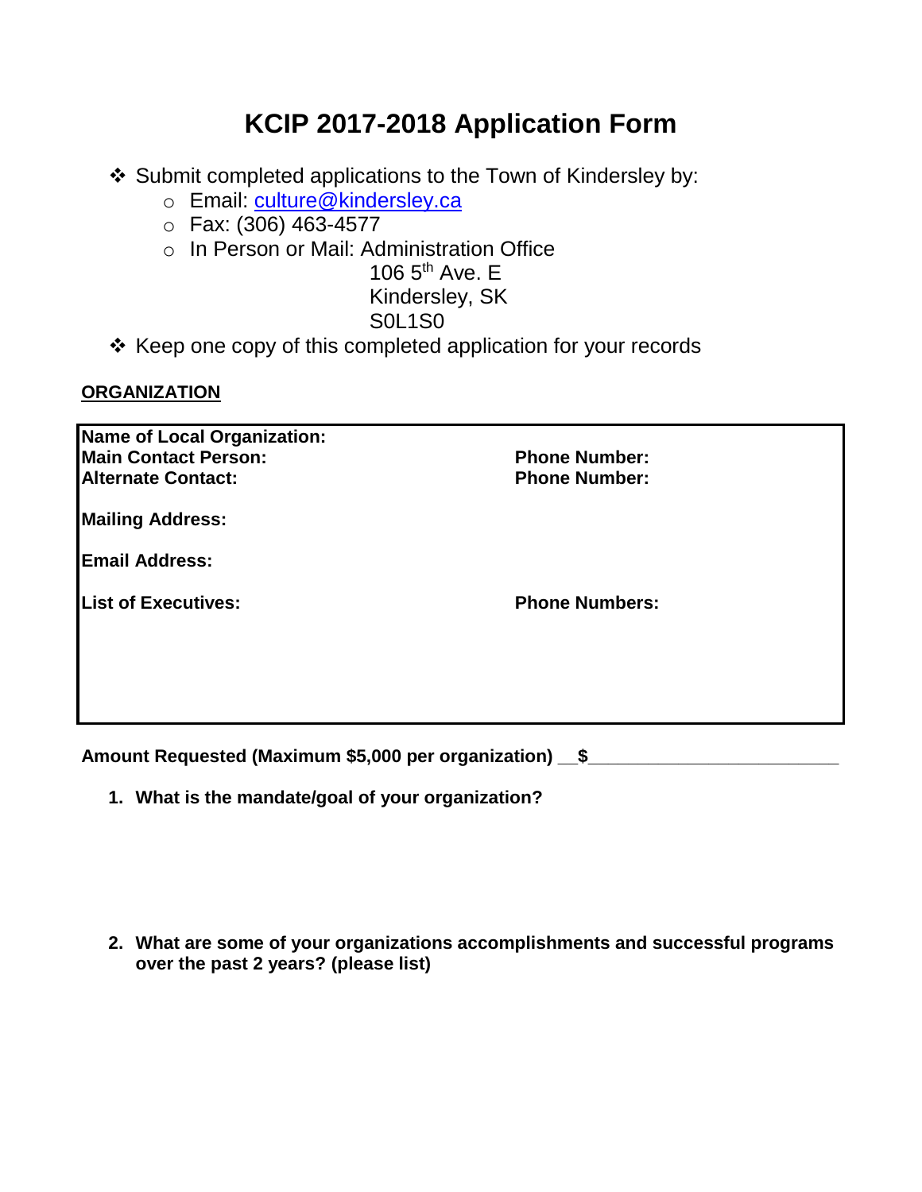# KCIP 2017-2018 Application Form

- Submit completed applications to the Town of Kindersley by:
  - Email: culture@kindersley.ca
  - Fax: (306) 463-4577
  - In Person or Mail: Administration Office
    106 5th Ave. E
    Kindersley, SK
    S0L1S0
- Keep one copy of this completed application for your records

**ORGANIZATION**

| | |
|---|---|
| **Name of Local Organization:** | |
| **Main Contact Person:** | **Phone Number:** |
| **Alternate Contact:** | **Phone Number:** |
| **Mailing Address:** | |
| **Email Address:** | |
| **List of Executives:** | **Phone Numbers:** |

**Amount Requested (Maximum $5,000 per organization) __$________________________**

1. **What is the mandate/goal of your organization?**

2. **What are some of your organizations accomplishments and successful programs over the past 2 years? (please list)**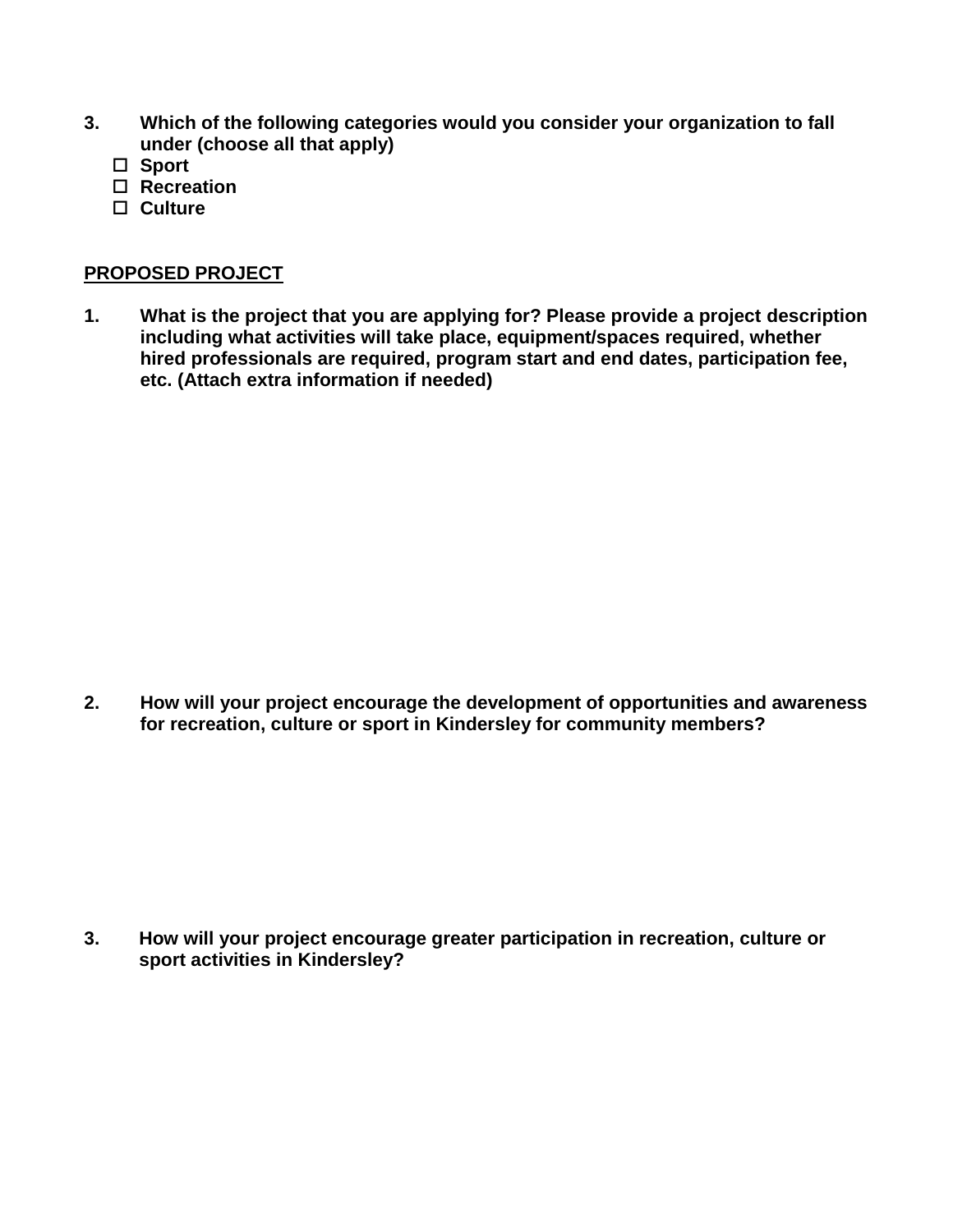**3. Which of the following categories would you consider your organization to fall under (choose all that apply)**

- ☐ **Sport**
- ☐ **Recreation**
- ☐ **Culture**

**<u>PROPOSED PROJECT</u>**

**1. What is the project that you are applying for? Please provide a project description including what activities will take place, equipment/spaces required, whether hired professionals are required, program start and end dates, participation fee, etc. (Attach extra information if needed)**

**2. How will your project encourage the development of opportunities and awareness for recreation, culture or sport in Kindersley for community members?**

**3. How will your project encourage greater participation in recreation, culture or sport activities in Kindersley?**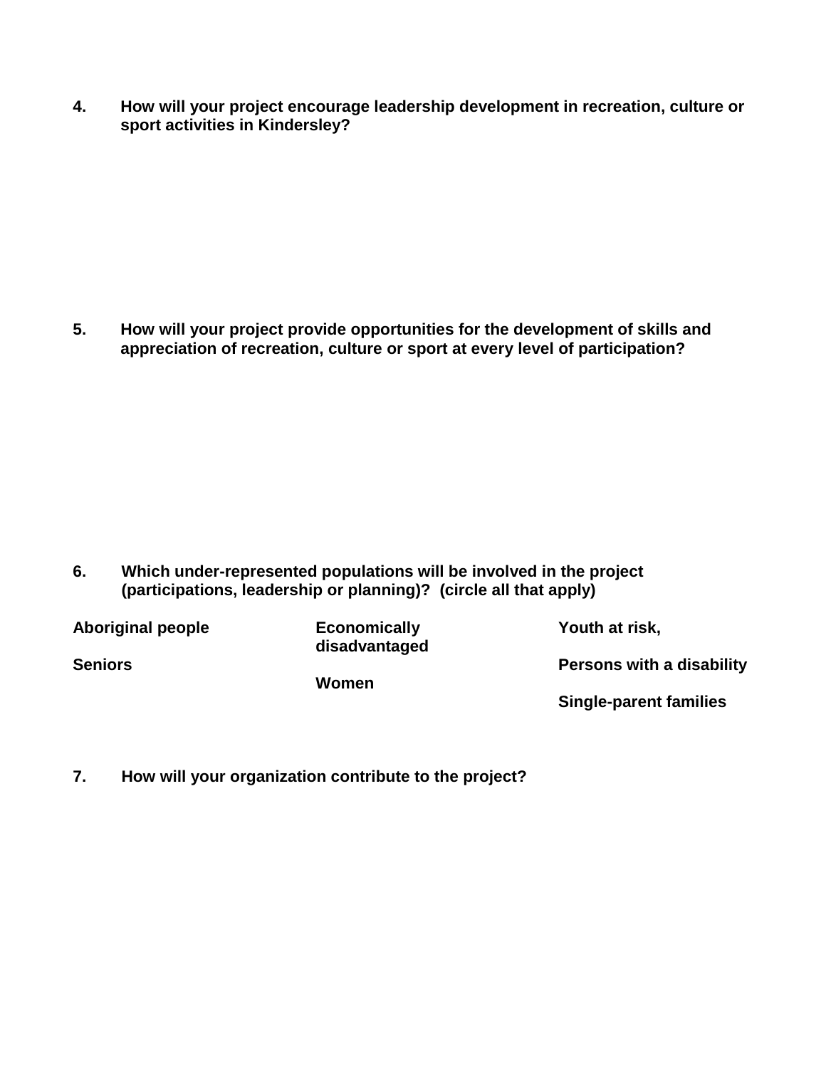**4. How will your project encourage leadership development in recreation, culture or sport activities in Kindersley?**

**5. How will your project provide opportunities for the development of skills and appreciation of recreation, culture or sport at every level of participation?**

**6. Which under-represented populations will be involved in the project (participations, leadership or planning)? (circle all that apply)**

| | | |
|---|---|---|
| **Aboriginal people** | **Economically disadvantaged** | **Youth at risk,** |
| **Seniors** | **Women** | **Persons with a disability** |
| | | **Single-parent families** |

**7. How will your organization contribute to the project?**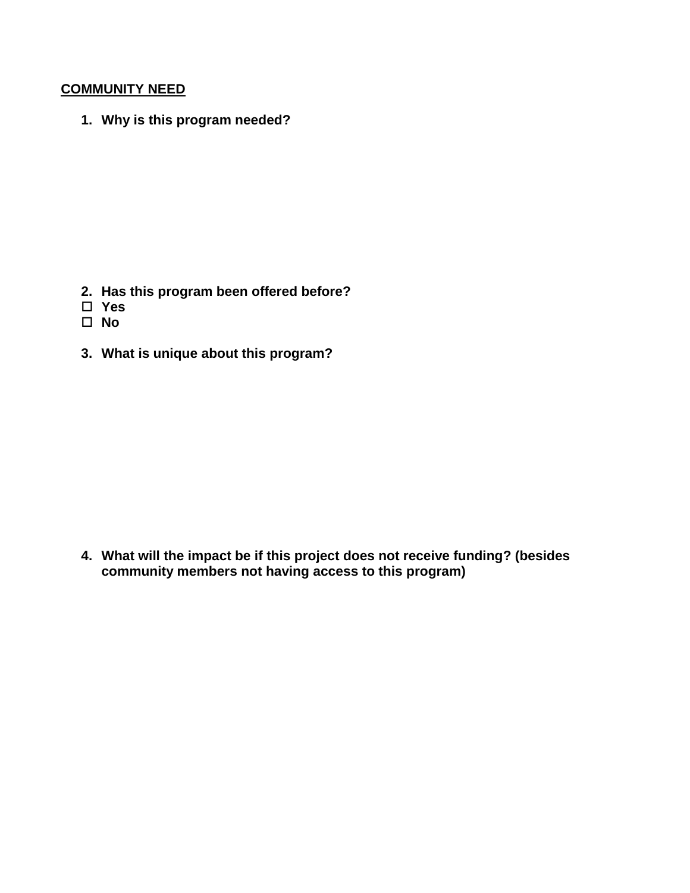## COMMUNITY NEED

1. **Why is this program needed?**

2. **Has this program been offered before?**

- ☐ **Yes**
- ☐ **No**

3. **What is unique about this program?**

4. **What will the impact be if this project does not receive funding? (besides community members not having access to this program)**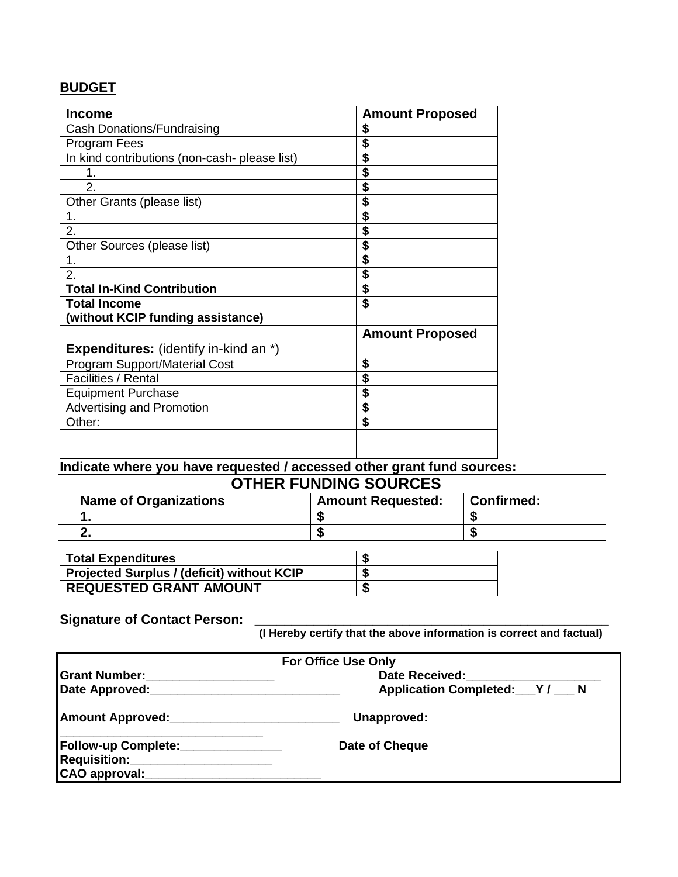**BUDGET**

| **Income** | **Amount Proposed** |
|---|---|
| Cash Donations/Fundraising | **$** |
| Program Fees | **$** |
| In kind contributions (non-cash- please list) | **$** |
| 1. | **$** |
| 2. | **$** |
| Other Grants (please list) | **$** |
| 1. | **$** |
| 2. | **$** |
| Other Sources (please list) | **$** |
| 1. | **$** |
| 2. | **$** |
| **Total In-Kind Contribution** | **$** |
| **Total Income (without KCIP funding assistance)** | **$** |
| **Expenditures:** (identify in-kind an *) | **Amount Proposed** |
| Program Support/Material Cost | **$** |
| Facilities / Rental | **$** |
| Equipment Purchase | **$** |
| Advertising and Promotion | **$** |
| Other: | **$** |
| | |
| | |

**Indicate where you have requested / accessed other grant fund sources:**

| **OTHER FUNDING SOURCES** | | |
|---|---|---|
| **Name of Organizations** | **Amount Requested:** | **Confirmed:** |
| **1.** | **$** | **$** |
| **2.** | **$** | **$** |

| | |
|---|---|
| **Total Expenditures** | **$** |
| **Projected Surplus / (deficit) without KCIP** | **$** |
| **REQUESTED GRANT AMOUNT** | **$** |

**Signature of Contact Person:** ______________________________________________

**(I Hereby certify that the above information is correct and factual)**

**For Office Use Only**

**Grant Number:**____________________ **Date Received:**____________________

**Date Approved:**____________________________ **Application Completed:**___**Y /** ___ **N**

**Amount Approved:**_________________________ **Unapproved:**

_______________________________

**Follow-up Complete:**_______________ **Date of Cheque**

**Requisition:**______________________

**CAO approval:**__________________________